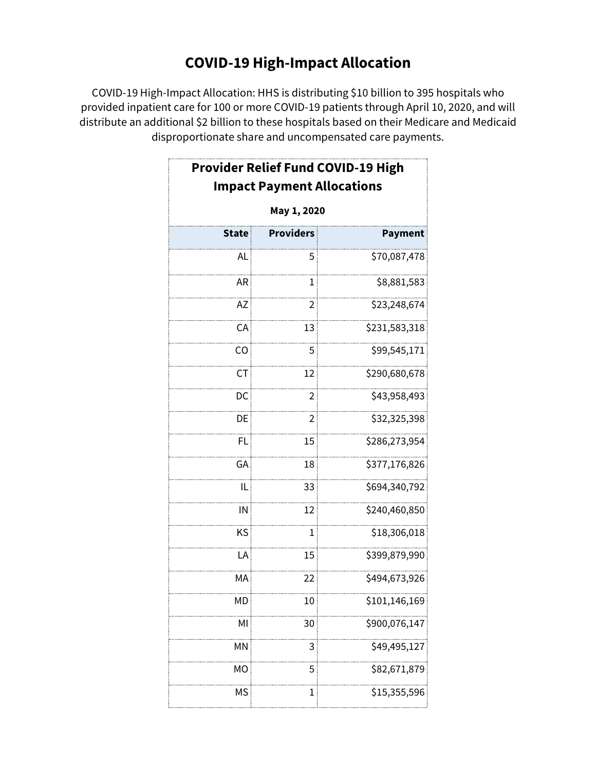# COVID-19 High-Impact Allocation

COVID-19 High-Impact Allocation: HHS is distributing $10 billion to 395 hospitals who provided inpatient care for 100 or more COVID-19 patients through April 10, 2020, and will distribute an additional $2 billion to these hospitals based on their Medicare and Medicaid disproportionate share and uncompensated care payments.

**Provider Relief Fund COVID-19 High Impact Payment Allocations**

**May 1, 2020**

| State | Providers | Payment |
|---:|---:|---:|
| AL | 5 | $70,087,478 |
| AR | 1 | $8,881,583 |
| AZ | 2 | $23,248,674 |
| CA | 13 | $231,583,318 |
| CO | 5 | $99,545,171 |
| CT | 12 | $290,680,678 |
| DC | 2 | $43,958,493 |
| DE | 2 | $32,325,398 |
| FL | 15 | $286,273,954 |
| GA | 18 | $377,176,826 |
| IL | 33 | $694,340,792 |
| IN | 12 | $240,460,850 |
| KS | 1 | $18,306,018 |
| LA | 15 | $399,879,990 |
| MA | 22 | $494,673,926 |
| MD | 10 | $101,146,169 |
| MI | 30 | $900,076,147 |
| MN | 3 | $49,495,127 |
| MO | 5 | $82,671,879 |
| MS | 1 | $15,355,596 |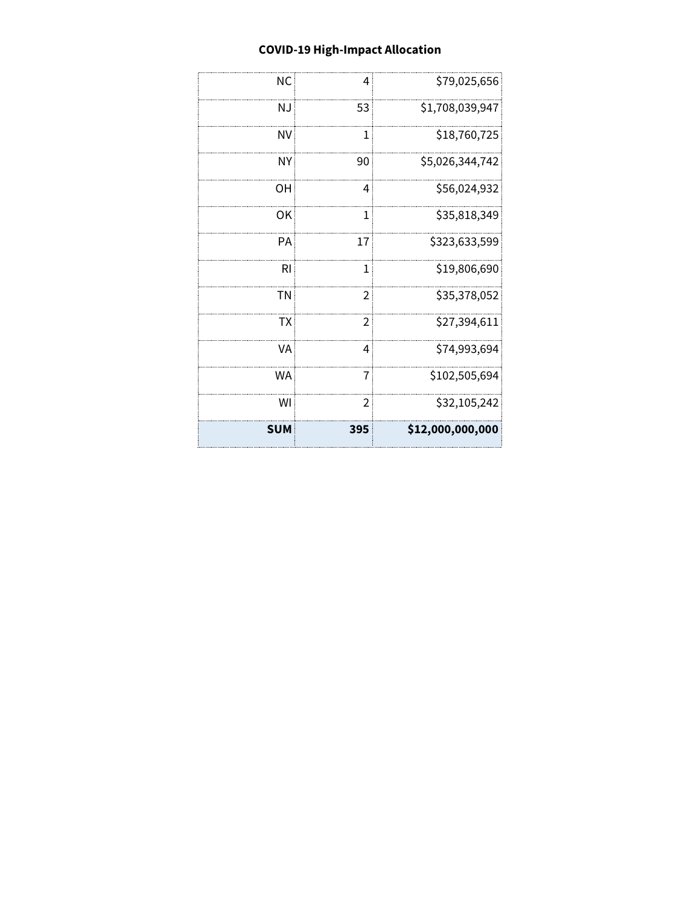| | | |
|---|---|---|
| NC | 4 | $79,025,656 |
| NJ | 53 | $1,708,039,947 |
| NV | 1 | $18,760,725 |
| NY | 90 | $5,026,344,742 |
| OH | 4 | $56,024,932 |
| OK | 1 | $35,818,349 |
| PA | 17 | $323,633,599 |
| RI | 1 | $19,806,690 |
| TN | 2 | $35,378,052 |
| TX | 2 | $27,394,611 |
| VA | 4 | $74,993,694 |
| WA | 7 | $102,505,694 |
| WI | 2 | $32,105,242 |
| **SUM** | **395** | **$12,000,000,000** |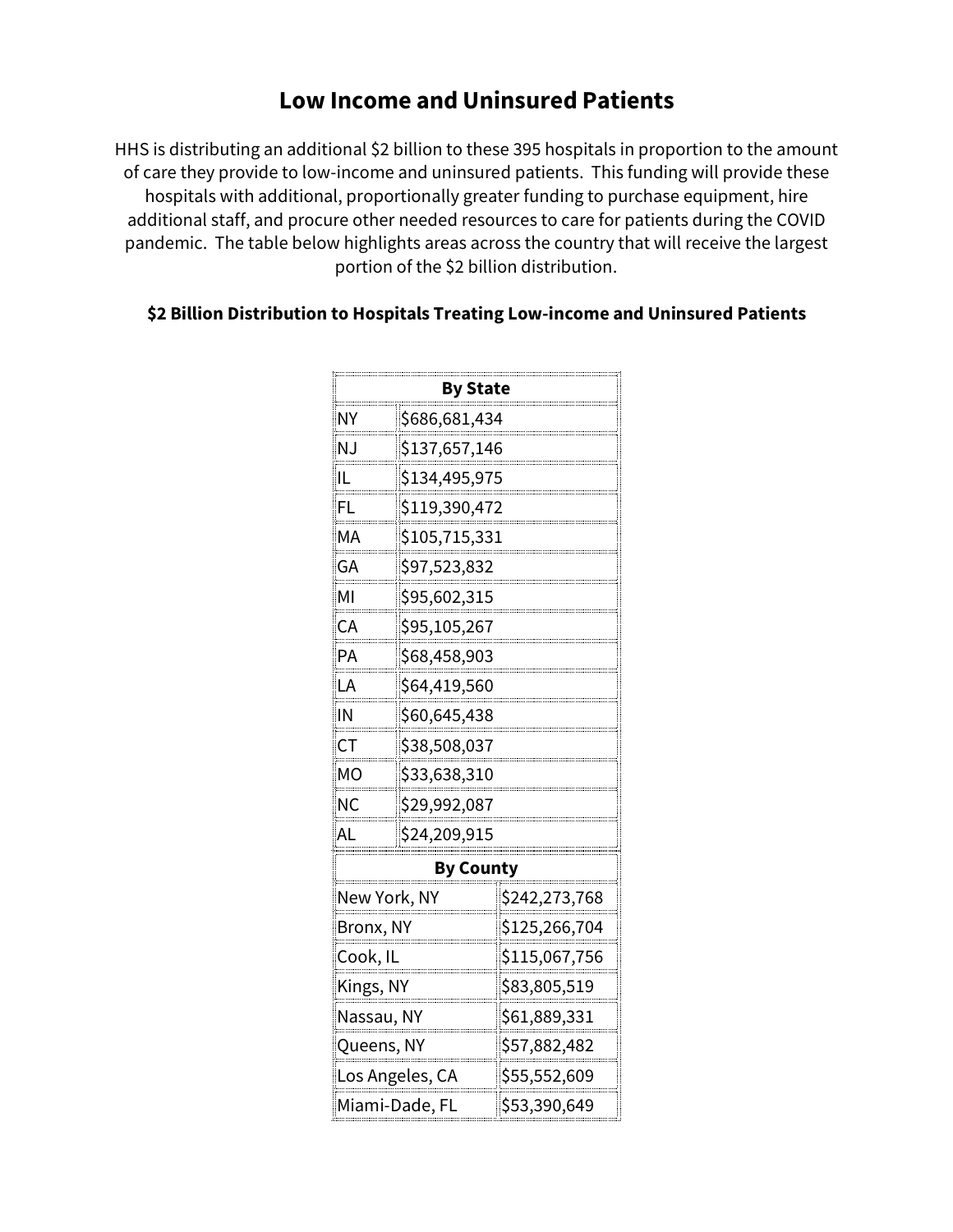# Low Income and Uninsured Patients

HHS is distributing an additional $2 billion to these 395 hospitals in proportion to the amount of care they provide to low-income and uninsured patients. This funding will provide these hospitals with additional, proportionally greater funding to purchase equipment, hire additional staff, and procure other needed resources to care for patients during the COVID pandemic. The table below highlights areas across the country that will receive the largest portion of the $2 billion distribution.

**$2 Billion Distribution to Hospitals Treating Low-income and Uninsured Patients**

| By State | |
|---|---|
| NY | $686,681,434 |
| NJ | $137,657,146 |
| IL | $134,495,975 |
| FL | $119,390,472 |
| MA | $105,715,331 |
| GA | $97,523,832 |
| MI | $95,602,315 |
| CA | $95,105,267 |
| PA | $68,458,903 |
| LA | $64,419,560 |
| IN | $60,645,438 |
| CT | $38,508,037 |
| MO | $33,638,310 |
| NC | $29,992,087 |
| AL | $24,209,915 |

| By County | |
|---|---|
| New York, NY | $242,273,768 |
| Bronx, NY | $125,266,704 |
| Cook, IL | $115,067,756 |
| Kings, NY | $83,805,519 |
| Nassau, NY | $61,889,331 |
| Queens, NY | $57,882,482 |
| Los Angeles, CA | $55,552,609 |
| Miami-Dade, FL | $53,390,649 |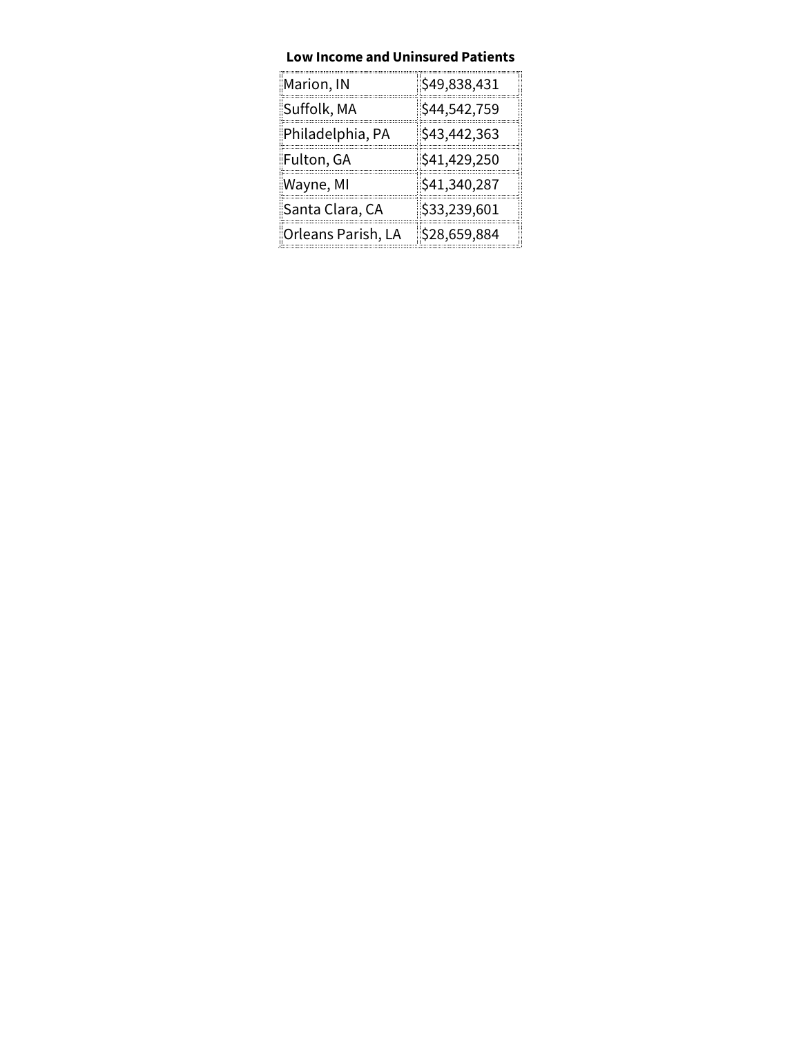**Low Income and Uninsured Patients**

| | |
|---|---|
| Marion, IN | $49,838,431 |
| Suffolk, MA | $44,542,759 |
| Philadelphia, PA | $43,442,363 |
| Fulton, GA | $41,429,250 |
| Wayne, MI | $41,340,287 |
| Santa Clara, CA | $33,239,601 |
| Orleans Parish, LA | $28,659,884 |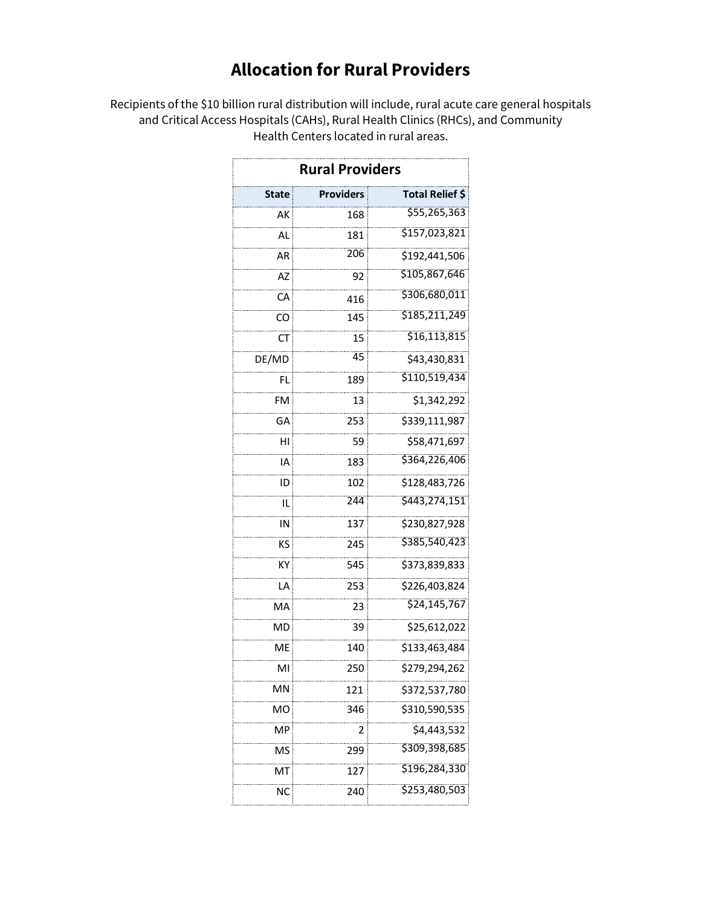# Allocation for Rural Providers

Recipients of the $10 billion rural distribution will include, rural acute care general hospitals and Critical Access Hospitals (CAHs), Rural Health Clinics (RHCs), and Community Health Centers located in rural areas.

| Rural Providers | | |
|---|---|---|
| **State** | **Providers** | **Total Relief $** |
| AK | 168 | $55,265,363 |
| AL | 181 | $157,023,821 |
| AR | 206 | $192,441,506 |
| AZ | 92 | $105,867,646 |
| CA | 416 | $306,680,011 |
| CO | 145 | $185,211,249 |
| CT | 15 | $16,113,815 |
| DE/MD | 45 | $43,430,831 |
| FL | 189 | $110,519,434 |
| FM | 13 | $1,342,292 |
| GA | 253 | $339,111,987 |
| HI | 59 | $58,471,697 |
| IA | 183 | $364,226,406 |
| ID | 102 | $128,483,726 |
| IL | 244 | $443,274,151 |
| IN | 137 | $230,827,928 |
| KS | 245 | $385,540,423 |
| KY | 545 | $373,839,833 |
| LA | 253 | $226,403,824 |
| MA | 23 | $24,145,767 |
| MD | 39 | $25,612,022 |
| ME | 140 | $133,463,484 |
| MI | 250 | $279,294,262 |
| MN | 121 | $372,537,780 |
| MO | 346 | $310,590,535 |
| MP | 2 | $4,443,532 |
| MS | 299 | $309,398,685 |
| MT | 127 | $196,284,330 |
| NC | 240 | $253,480,503 |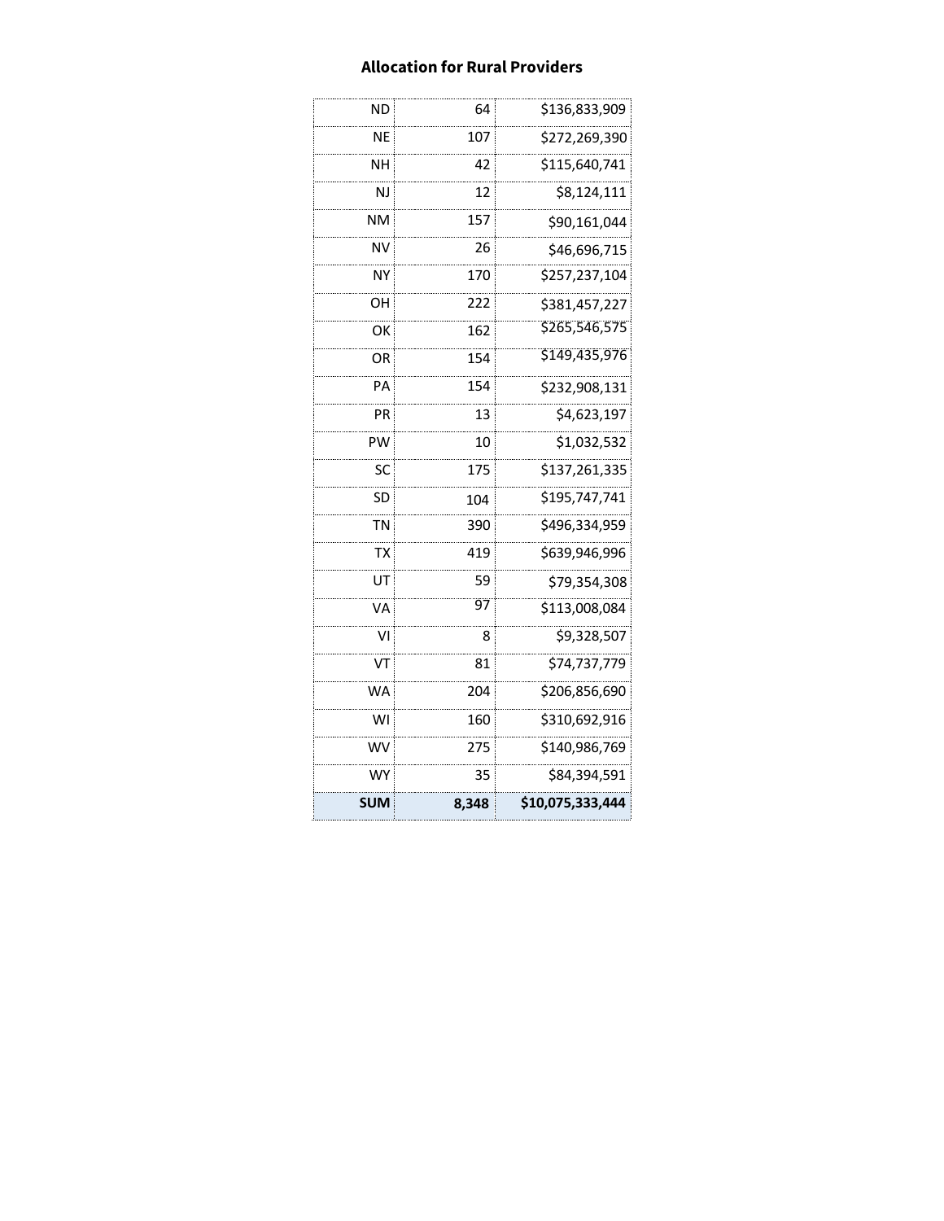**Allocation for Rural Providers**

| | | |
|---|---|---|
| ND | 64 | $136,833,909 |
| NE | 107 | $272,269,390 |
| NH | 42 | $115,640,741 |
| NJ | 12 | $8,124,111 |
| NM | 157 | $90,161,044 |
| NV | 26 | $46,696,715 |
| NY | 170 | $257,237,104 |
| OH | 222 | $381,457,227 |
| OK | 162 | $265,546,575 |
| OR | 154 | $149,435,976 |
| PA | 154 | $232,908,131 |
| PR | 13 | $4,623,197 |
| PW | 10 | $1,032,532 |
| SC | 175 | $137,261,335 |
| SD | 104 | $195,747,741 |
| TN | 390 | $496,334,959 |
| TX | 419 | $639,946,996 |
| UT | 59 | $79,354,308 |
| VA | 97 | $113,008,084 |
| VI | 8 | $9,328,507 |
| VT | 81 | $74,737,779 |
| WA | 204 | $206,856,690 |
| WI | 160 | $310,692,916 |
| WV | 275 | $140,986,769 |
| WY | 35 | $84,394,591 |
| **SUM** | **8,348** | **$10,075,333,444** |